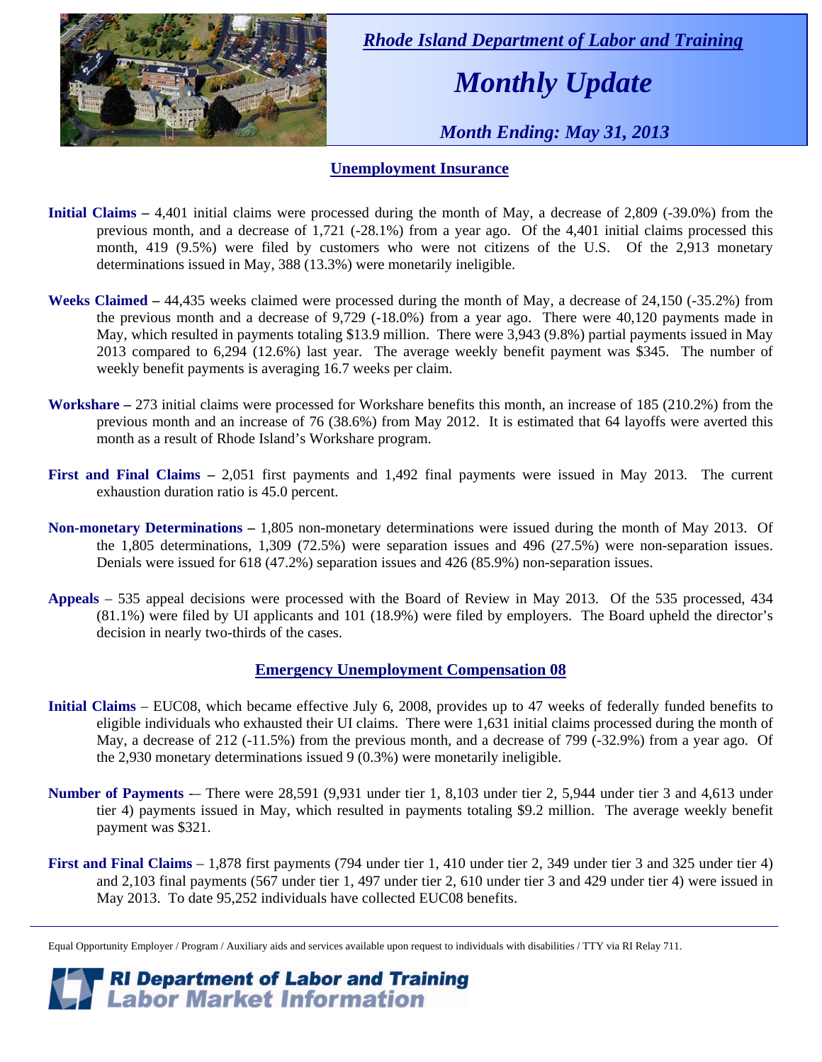*Rhode Island Department of Labor and Training*

# *Monthly Update*

*Month Ending: May 31, 2013*

## Unemployment Insurance

**Initial Claims –** 4,401 initial claims were processed during the month of May, a decrease of 2,809 (-39.0%) from the previous month, and a decrease of 1,721 (-28.1%) from a year ago. Of the 4,401 initial claims processed this month, 419 (9.5%) were filed by customers who were not citizens of the U.S. Of the 2,913 monetary determinations issued in May, 388 (13.3%) were monetarily ineligible.

**Weeks Claimed –** 44,435 weeks claimed were processed during the month of May, a decrease of 24,150 (-35.2%) from the previous month and a decrease of 9,729 (-18.0%) from a year ago. There were 40,120 payments made in May, which resulted in payments totaling $13.9 million. There were 3,943 (9.8%) partial payments issued in May 2013 compared to 6,294 (12.6%) last year. The average weekly benefit payment was $345. The number of weekly benefit payments is averaging 16.7 weeks per claim.

**Workshare –** 273 initial claims were processed for Workshare benefits this month, an increase of 185 (210.2%) from the previous month and an increase of 76 (38.6%) from May 2012. It is estimated that 64 layoffs were averted this month as a result of Rhode Island's Workshare program.

**First and Final Claims –** 2,051 first payments and 1,492 final payments were issued in May 2013. The current exhaustion duration ratio is 45.0 percent.

**Non-monetary Determinations –** 1,805 non-monetary determinations were issued during the month of May 2013. Of the 1,805 determinations, 1,309 (72.5%) were separation issues and 496 (27.5%) were non-separation issues. Denials were issued for 618 (47.2%) separation issues and 426 (85.9%) non-separation issues.

**Appeals** – 535 appeal decisions were processed with the Board of Review in May 2013. Of the 535 processed, 434 (81.1%) were filed by UI applicants and 101 (18.9%) were filed by employers. The Board upheld the director's decision in nearly two-thirds of the cases.

## Emergency Unemployment Compensation 08

**Initial Claims** – EUC08, which became effective July 6, 2008, provides up to 47 weeks of federally funded benefits to eligible individuals who exhausted their UI claims. There were 1,631 initial claims processed during the month of May, a decrease of 212 (-11.5%) from the previous month, and a decrease of 799 (-32.9%) from a year ago. Of the 2,930 monetary determinations issued 9 (0.3%) were monetarily ineligible.

**Number of Payments** -– There were 28,591 (9,931 under tier 1, 8,103 under tier 2, 5,944 under tier 3 and 4,613 under tier 4) payments issued in May, which resulted in payments totaling $9.2 million. The average weekly benefit payment was $321.

**First and Final Claims** – 1,878 first payments (794 under tier 1, 410 under tier 2, 349 under tier 3 and 325 under tier 4) and 2,103 final payments (567 under tier 1, 497 under tier 2, 610 under tier 3 and 429 under tier 4) were issued in May 2013. To date 95,252 individuals have collected EUC08 benefits.

Equal Opportunity Employer / Program / Auxiliary aids and services available upon request to individuals with disabilities / TTY via RI Relay 711.

**RI Department of Labor and Training**
**Labor Market Information**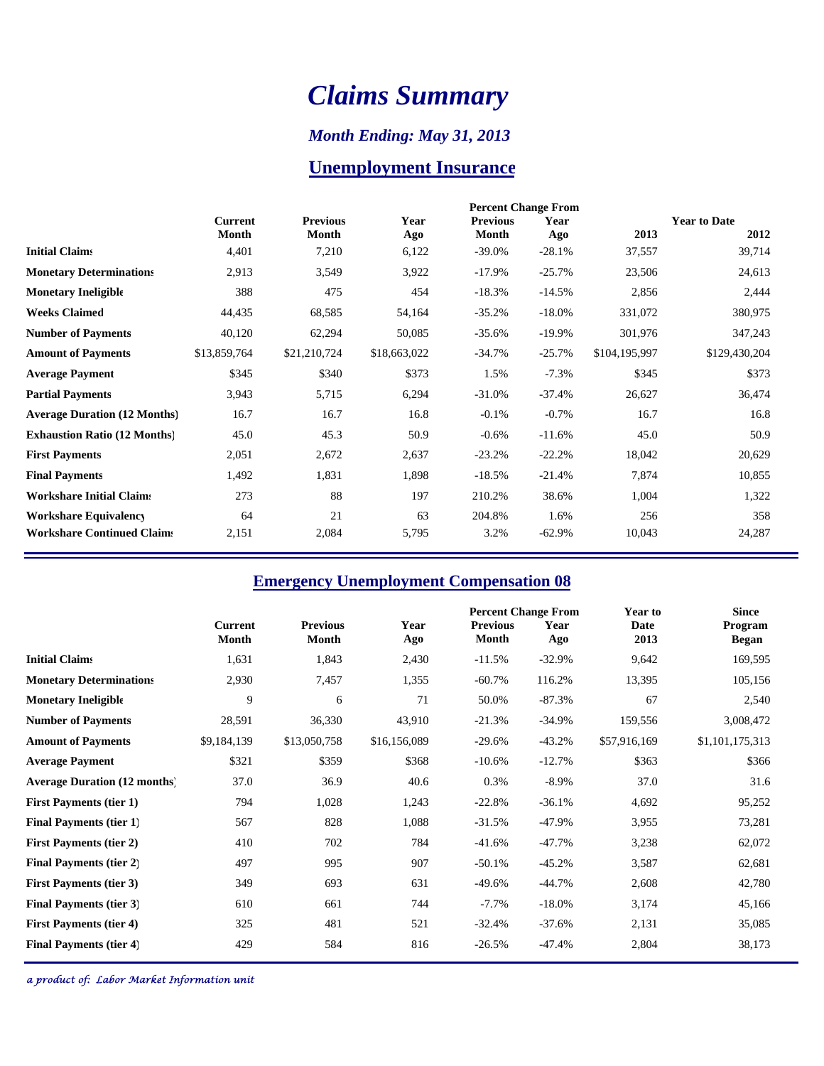# *Claims Summary*

### *Month Ending: May 31, 2013*

## Unemployment Insurance

| | Current Month | Previous Month | Year Ago | Percent Change From Previous Month | Percent Change From Year Ago | Year to Date 2013 | Year to Date 2012 |
|---|---|---|---|---|---|---|---|
| **Initial Claims** | 4,401 | 7,210 | 6,122 | -39.0% | -28.1% | 37,557 | 39,714 |
| **Monetary Determinations** | 2,913 | 3,549 | 3,922 | -17.9% | -25.7% | 23,506 | 24,613 |
| **Monetary Ineligible** | 388 | 475 | 454 | -18.3% | -14.5% | 2,856 | 2,444 |
| **Weeks Claimed** | 44,435 | 68,585 | 54,164 | -35.2% | -18.0% | 331,072 | 380,975 |
| **Number of Payments** | 40,120 | 62,294 | 50,085 | -35.6% | -19.9% | 301,976 | 347,243 |
| **Amount of Payments** | $13,859,764 | $21,210,724 | $18,663,022 | -34.7% | -25.7% | $104,195,997 | $129,430,204 |
| **Average Payment** | $345 | $340 | $373 | 1.5% | -7.3% | $345 | $373 |
| **Partial Payments** | 3,943 | 5,715 | 6,294 | -31.0% | -37.4% | 26,627 | 36,474 |
| **Average Duration (12 Months)** | 16.7 | 16.7 | 16.8 | -0.1% | -0.7% | 16.7 | 16.8 |
| **Exhaustion Ratio (12 Months)** | 45.0 | 45.3 | 50.9 | -0.6% | -11.6% | 45.0 | 50.9 |
| **First Payments** | 2,051 | 2,672 | 2,637 | -23.2% | -22.2% | 18,042 | 20,629 |
| **Final Payments** | 1,492 | 1,831 | 1,898 | -18.5% | -21.4% | 7,874 | 10,855 |
| **Workshare Initial Claims** | 273 | 88 | 197 | 210.2% | 38.6% | 1,004 | 1,322 |
| **Workshare Equivalency** | 64 | 21 | 63 | 204.8% | 1.6% | 256 | 358 |
| **Workshare Continued Claims** | 2,151 | 2,084 | 5,795 | 3.2% | -62.9% | 10,043 | 24,287 |

## Emergency Unemployment Compensation 08

| | Current Month | Previous Month | Year Ago | Percent Change From Previous Month | Percent Change From Year Ago | Year to Date 2013 | Since Program Began |
|---|---|---|---|---|---|---|---|
| **Initial Claims** | 1,631 | 1,843 | 2,430 | -11.5% | -32.9% | 9,642 | 169,595 |
| **Monetary Determinations** | 2,930 | 7,457 | 1,355 | -60.7% | 116.2% | 13,395 | 105,156 |
| **Monetary Ineligible** | 9 | 6 | 71 | 50.0% | -87.3% | 67 | 2,540 |
| **Number of Payments** | 28,591 | 36,330 | 43,910 | -21.3% | -34.9% | 159,556 | 3,008,472 |
| **Amount of Payments** | $9,184,139 | $13,050,758 | $16,156,089 | -29.6% | -43.2% | $57,916,169 | $1,101,175,313 |
| **Average Payment** | $321 | $359 | $368 | -10.6% | -12.7% | $363 | $366 |
| **Average Duration (12 months)** | 37.0 | 36.9 | 40.6 | 0.3% | -8.9% | 37.0 | 31.6 |
| **First Payments (tier 1)** | 794 | 1,028 | 1,243 | -22.8% | -36.1% | 4,692 | 95,252 |
| **Final Payments (tier 1)** | 567 | 828 | 1,088 | -31.5% | -47.9% | 3,955 | 73,281 |
| **First Payments (tier 2)** | 410 | 702 | 784 | -41.6% | -47.7% | 3,238 | 62,072 |
| **Final Payments (tier 2)** | 497 | 995 | 907 | -50.1% | -45.2% | 3,587 | 62,681 |
| **First Payments (tier 3)** | 349 | 693 | 631 | -49.6% | -44.7% | 2,608 | 42,780 |
| **Final Payments (tier 3)** | 610 | 661 | 744 | -7.7% | -18.0% | 3,174 | 45,166 |
| **First Payments (tier 4)** | 325 | 481 | 521 | -32.4% | -37.6% | 2,131 | 35,085 |
| **Final Payments (tier 4)** | 429 | 584 | 816 | -26.5% | -47.4% | 2,804 | 38,173 |

*a product of: Labor Market Information unit*